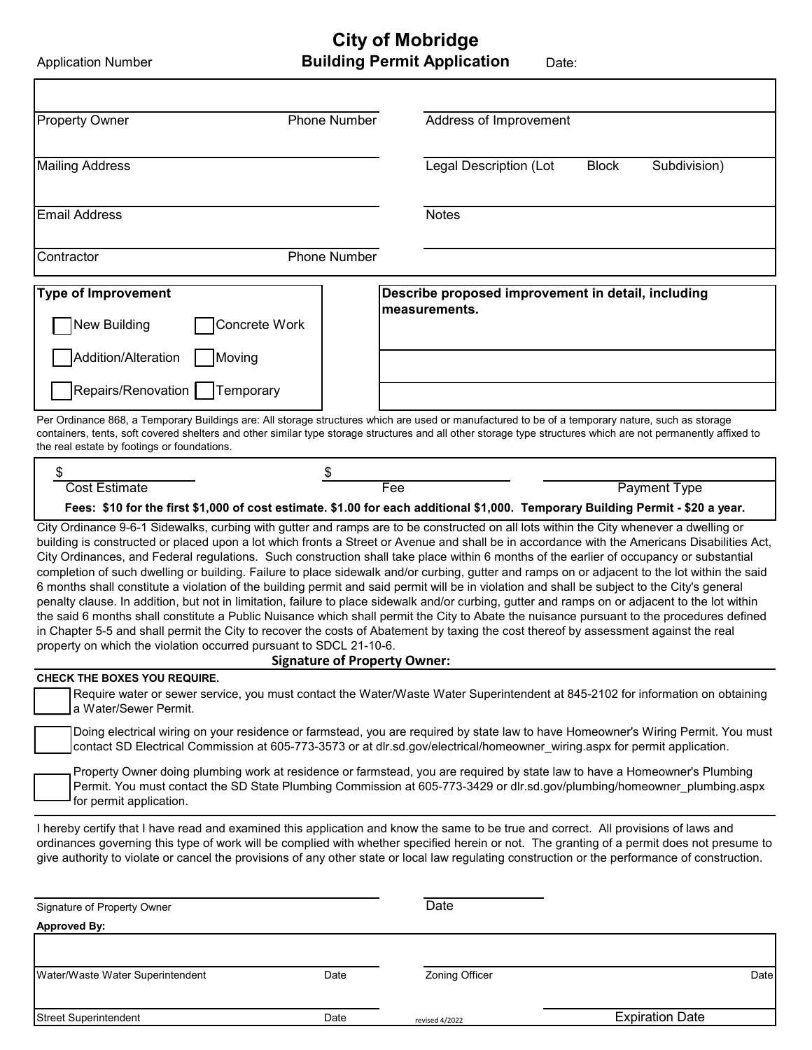# City of Mobridge

## Building Permit Application

Application Number

Date:

| | |
|---|---|
| Property Owner &nbsp;&nbsp;&nbsp;&nbsp; Phone Number | Address of Improvement |
| Mailing Address | Legal Description (Lot &nbsp;&nbsp; Block &nbsp;&nbsp; Subdivision) |
| Email Address | Notes |
| Contractor &nbsp;&nbsp;&nbsp;&nbsp; Phone Number | |

**Type of Improvement**

- ☐ New Building
- ☐ Concrete Work
- ☐ Addition/Alteration
- ☐ Moving
- ☐ Repairs/Renovation
- ☐ Temporary

**Describe proposed improvement in detail, including measurements.**

Per Ordinance 868, a Temporary Buildings are: All storage structures which are used or manufactured to be of a temporary nature, such as storage containers, tents, soft covered shelters and other similar type storage structures and all other storage type structures which are not permanently affixed to the real estate by footings or foundations.

| $ | $ | |
|---|---|---|
| Cost Estimate | Fee | Payment Type |

**Fees: $10 for the first $1,000 of cost estimate. $1.00 for each additional $1,000. Temporary Building Permit - $20 a year.**

City Ordinance 9-6-1 Sidewalks, curbing with gutter and ramps are to be constructed on all lots within the City whenever a dwelling or building is constructed or placed upon a lot which fronts a Street or Avenue and shall be in accordance with the Americans Disabilities Act, City Ordinances, and Federal regulations. Such construction shall take place within 6 months of the earlier of occupancy or substantial completion of such dwelling or building. Failure to place sidewalk and/or curbing, gutter and ramps on or adjacent to the lot within the said 6 months shall constitute a violation of the building permit and said permit will be in violation and shall be subject to the City's general penalty clause. In addition, but not in limitation, failure to place sidewalk and/or curbing, gutter and ramps on or adjacent to the lot within the said 6 months shall constitute a Public Nuisance which shall permit the City to Abate the nuisance pursuant to the procedures defined in Chapter 5-5 and shall permit the City to recover the costs of Abatement by taxing the cost thereof by assessment against the real property on which the violation occurred pursuant to SDCL 21-10-6.

**Signature of Property Owner:**

**CHECK THE BOXES YOU REQUIRE.**

- ☐ Require water or sewer service, you must contact the Water/Waste Water Superintendent at 845-2102 for information on obtaining a Water/Sewer Permit.
- ☐ Doing electrical wiring on your residence or farmstead, you are required by state law to have Homeowner's Wiring Permit. You must contact SD Electrical Commission at 605-773-3573 or at dlr.sd.gov/electrical/homeowner_wiring.aspx for permit application.
- ☐ Property Owner doing plumbing work at residence or farmstead, you are required by state law to have a Homeowner's Plumbing Permit. You must contact the SD State Plumbing Commission at 605-773-3429 or dlr.sd.gov/plumbing/homeowner_plumbing.aspx for permit application.

I hereby certify that I have read and examined this application and know the same to be true and correct. All provisions of laws and ordinances governing this type of work will be complied with whether specified herein or not. The granting of a permit does not presume to give authority to violate or cancel the provisions of any other state or local law regulating construction or the performance of construction.

Signature of Property Owner &nbsp;&nbsp;&nbsp;&nbsp; Date

**Approved By:**

| | | | |
|---|---|---|---|
| Water/Waste Water Superintendent | Date | Zoning Officer | Date |
| Street Superintendent | Date | | Expiration Date |

revised 4/2022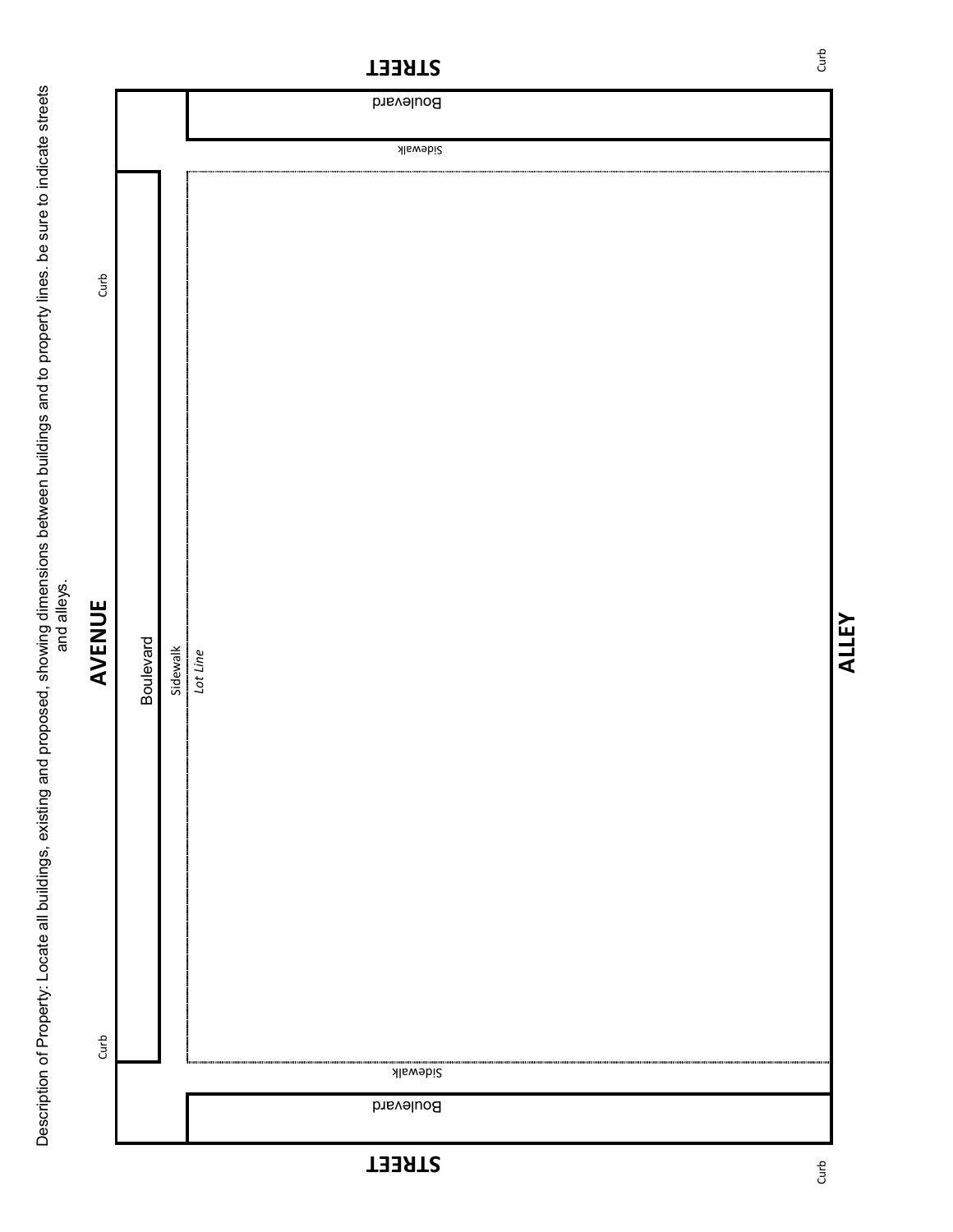Description of Property: Locate all buildings, existing and proposed, showing dimensions between buildings and to property lines. be sure to indicate streets and alleys.

**AVENUE**

Curb

Boulevard

Sidewalk

*Lot Line*

Curb

**STREET**

Boulevard

Sidewalk

Curb

**STREET**

Boulevard

Sidewalk

Curb

**ALLEY**